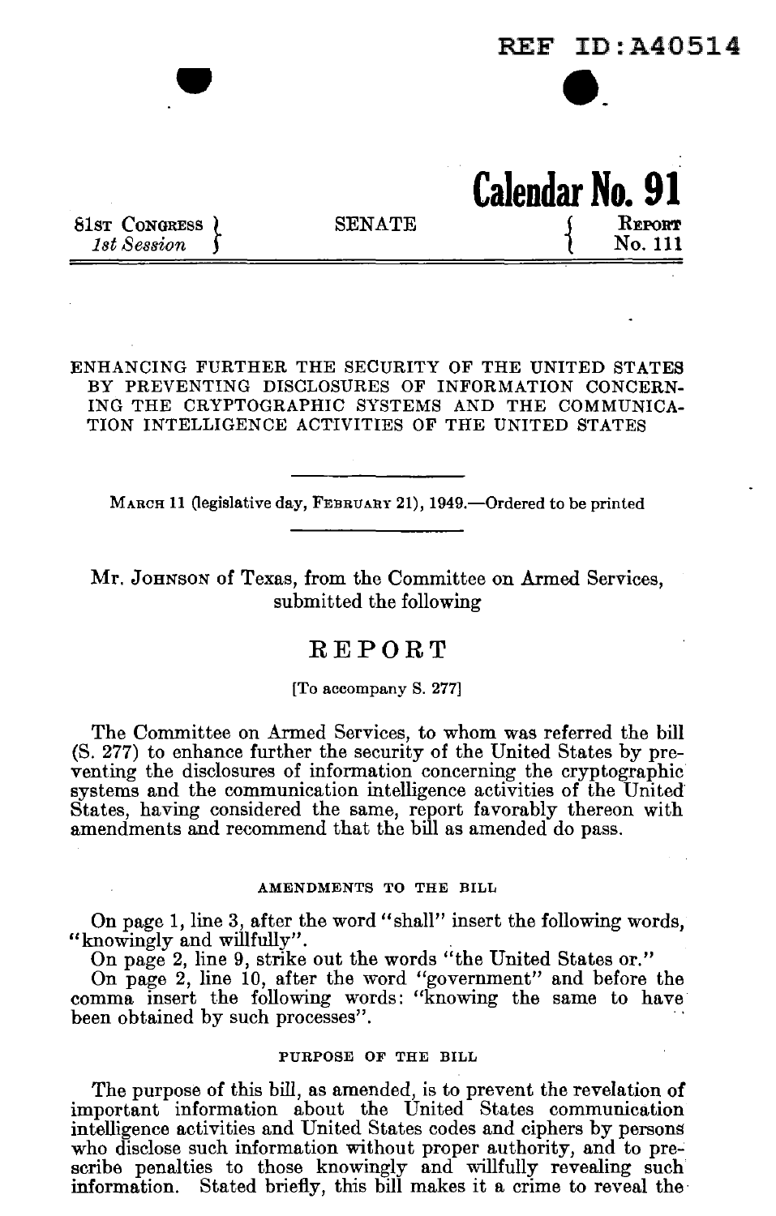REF ID:A40514

**Calendar No. 91**

81st Congress } SENATE { Report
*1st Session* } { No. 111

---

ENHANCING FURTHER THE SECURITY OF THE UNITED STATES BY PREVENTING DISCLOSURES OF INFORMATION CONCERNING THE CRYPTOGRAPHIC SYSTEMS AND THE COMMUNICATION INTELLIGENCE ACTIVITIES OF THE UNITED STATES

---

March 11 (legislative day, February 21), 1949.—Ordered to be printed

---

Mr. Johnson of Texas, from the Committee on Armed Services, submitted the following

# REPORT

[To accompany S. 277]

The Committee on Armed Services, to whom was referred the bill (S. 277) to enhance further the security of the United States by preventing the disclosures of information concerning the cryptographic systems and the communication intelligence activities of the United States, having considered the same, report favorably thereon with amendments and recommend that the bill as amended do pass.

## AMENDMENTS TO THE BILL

On page 1, line 3, after the word "shall" insert the following words, "knowingly and willfully".

On page 2, line 9, strike out the words "the United States or."

On page 2, line 10, after the word "government" and before the comma insert the following words: "knowing the same to have been obtained by such processes".

## PURPOSE OF THE BILL

The purpose of this bill, as amended, is to prevent the revelation of important information about the United States communication intelligence activities and United States codes and ciphers by persons who disclose such information without proper authority, and to prescribe penalties to those knowingly and willfully revealing such information. Stated briefly, this bill makes it a crime to reveal the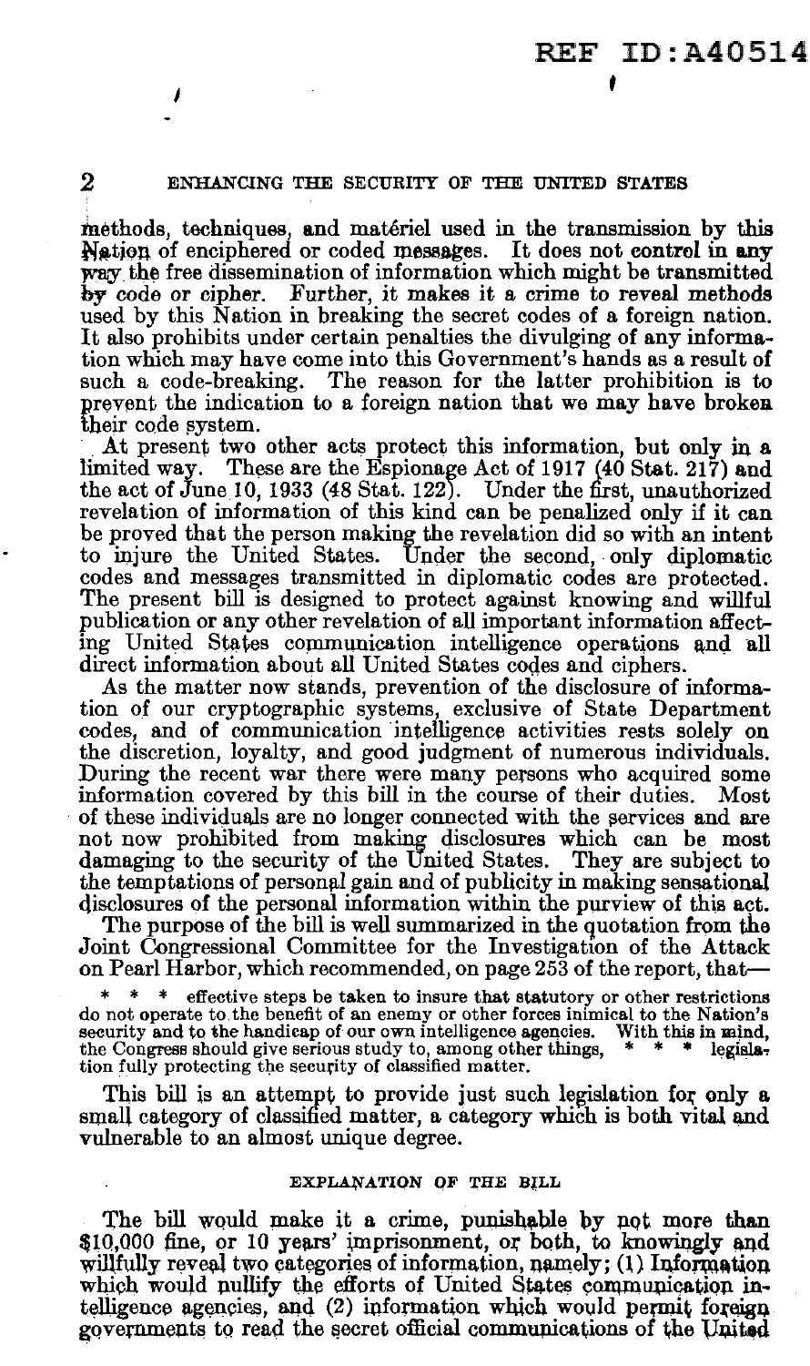methods, techniques, and matériel used in the transmission by this Nation of enciphered or coded messages. It does not control in any way the free dissemination of information which might be transmitted by code or cipher. Further, it makes it a crime to reveal methods used by this Nation in breaking the secret codes of a foreign nation. It also prohibits under certain penalties the divulging of any information which may have come into this Government's hands as a result of such a code-breaking. The reason for the latter prohibition is to prevent the indication to a foreign nation that we may have broken their code system.

At present two other acts protect this information, but only in a limited way. These are the Espionage Act of 1917 (40 Stat. 217) and the act of June 10, 1933 (48 Stat. 122). Under the first, unauthorized revelation of information of this kind can be penalized only if it can be proved that the person making the revelation did so with an intent to injure the United States. Under the second, only diplomatic codes and messages transmitted in diplomatic codes are protected. The present bill is designed to protect against knowing and willful publication or any other revelation of all important information affecting United States communication intelligence operations and all direct information about all United States codes and ciphers.

As the matter now stands, prevention of the disclosure of information of our cryptographic systems, exclusive of State Department codes, and of communication intelligence activities rests solely on the discretion, loyalty, and good judgment of numerous individuals. During the recent war there were many persons who acquired some information covered by this bill in the course of their duties. Most of these individuals are no longer connected with the services and are not now prohibited from making disclosures which can be most damaging to the security of the United States. They are subject to the temptations of personal gain and of publicity in making sensational disclosures of the personal information within the purview of this act.

The purpose of the bill is well summarized in the quotation from the Joint Congressional Committee for the Investigation of the Attack on Pearl Harbor, which recommended, on page 253 of the report, that—

> \* \* \* effective steps be taken to insure that statutory or other restrictions do not operate to the benefit of an enemy or other forces inimical to the Nation's security and to the handicap of our own intelligence agencies. With this in mind, the Congress should give serious study to, among other things, \* \* \* legislation fully protecting the security of classified matter.

This bill is an attempt to provide just such legislation for only a small category of classified matter, a category which is both vital and vulnerable to an almost unique degree.

## EXPLANATION OF THE BILL

The bill would make it a crime, punishable by not more than $10,000 fine, or 10 years' imprisonment, or both, to knowingly and willfully reveal two categories of information, namely; (1) Information which would nullify the efforts of United States communication intelligence agencies, and (2) information which would permit foreign governments to read the secret official communications of the United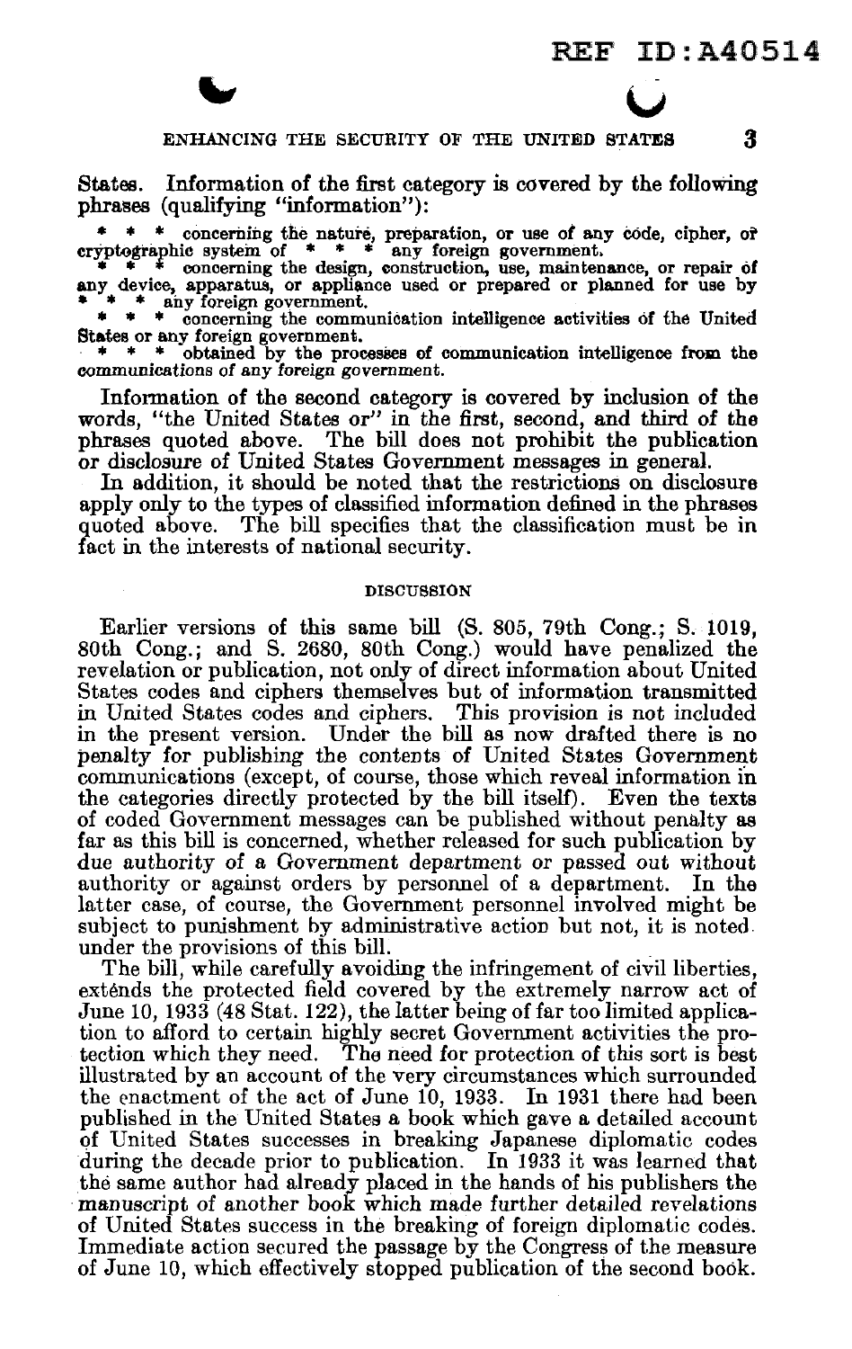States. Information of the first category is covered by the following phrases (qualifying "information"):

> * * * concerning the nature, preparation, or use of any code, cipher, or cryptographic system of * * * any foreign government.
>
> * * * concerning the design, construction, use, maintenance, or repair of any device, apparatus, or appliance used or prepared or planned for use by * * * any foreign government.
>
> * * * concerning the communication intelligence activities of the United States or any foreign government.
>
> * * * obtained by the processes of communication intelligence from the *communications of any foreign government.*

Information of the second category is covered by inclusion of the words, "the United States or" in the first, second, and third of the phrases quoted above. The bill does not prohibit the publication or disclosure of United States Government messages in general.

In addition, it should be noted that the restrictions on disclosure apply only to the types of classified information defined in the phrases quoted above. The bill specifies that the classification must be in fact in the interests of national security.

## DISCUSSION

Earlier versions of this same bill (S. 805, 79th Cong.; S. 1019, 80th Cong.; and S. 2680, 80th Cong.) would have penalized the revelation or publication, not only of direct information about United States codes and ciphers themselves but of information transmitted in United States codes and ciphers. This provision is not included in the present version. Under the bill as now drafted there is no penalty for publishing the contents of United States Government communications (except, of course, those which reveal information in the categories directly protected by the bill itself). Even the texts of coded Government messages can be published without penalty as far as this bill is concerned, whether released for such publication by due authority of a Government department or passed out without authority or against orders by personnel of a department. In the latter case, of course, the Government personnel involved might be subject to punishment by administrative action but not, it is noted, under the provisions of this bill.

The bill, while carefully avoiding the infringement of civil liberties, extends the protected field covered by the extremely narrow act of June 10, 1933 (48 Stat. 122), the latter being of far too limited application to afford to certain highly secret Government activities the protection which they need. The need for protection of this sort is best illustrated by an account of the very circumstances which surrounded the enactment of the act of June 10, 1933. In 1931 there had been published in the United States a book which gave a detailed account of United States successes in breaking Japanese diplomatic codes during the decade prior to publication. In 1933 it was learned that the same author had already placed in the hands of his publishers the manuscript of another book which made further detailed revelations of United States success in the breaking of foreign diplomatic codes. Immediate action secured the passage by the Congress of the measure of June 10, which effectively stopped publication of the second book.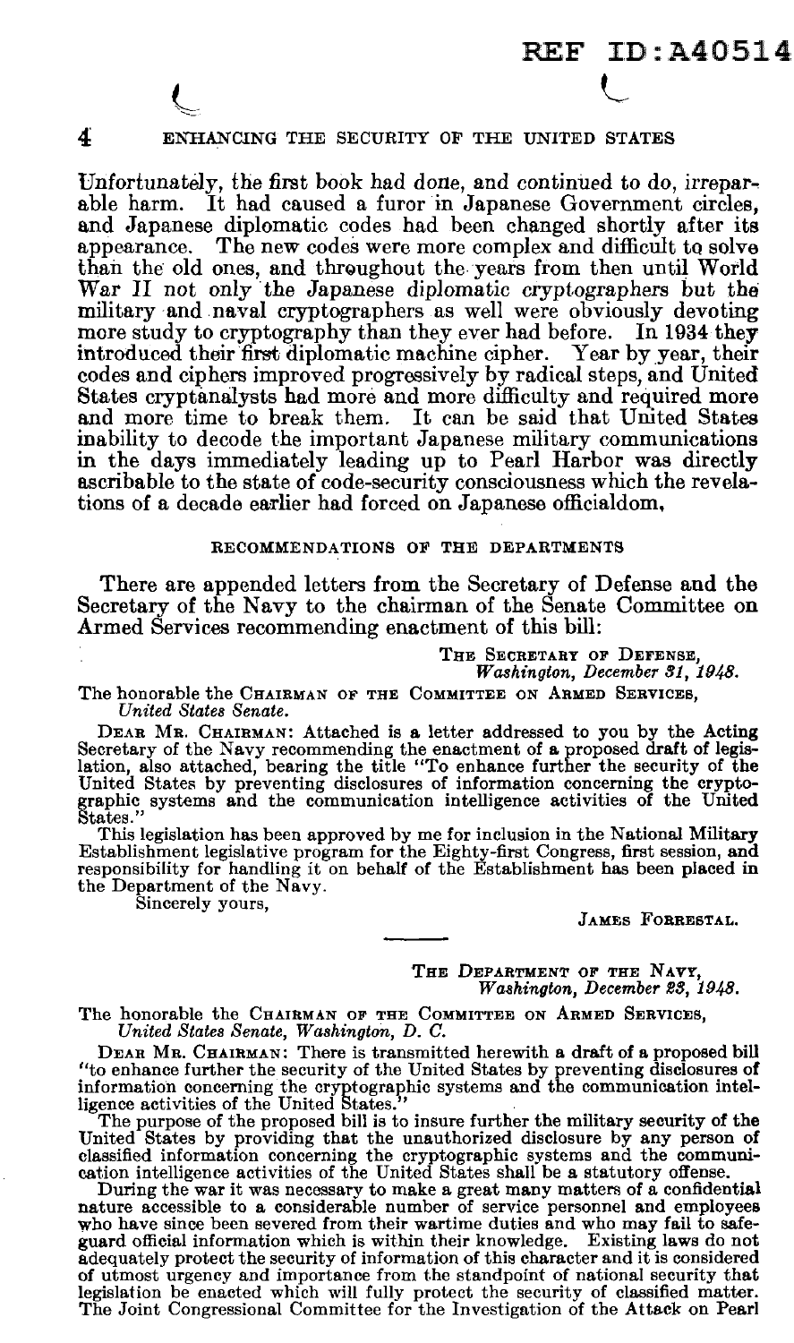Unfortunately, the first book had done, and continued to do, irreparable harm. It had caused a furor in Japanese Government circles, and Japanese diplomatic codes had been changed shortly after its appearance. The new codes were more complex and difficult to solve than the old ones, and throughout the years from then until World War II not only the Japanese diplomatic cryptographers but the military and naval cryptographers as well were obviously devoting more study to cryptography than they ever had before. In 1934 they introduced their first diplomatic machine cipher. Year by year, their codes and ciphers improved progressively by radical steps, and United States cryptanalysts had more and more difficulty and required more and more time to break them. It can be said that United States inability to decode the important Japanese military communications in the days immediately leading up to Pearl Harbor was directly ascribable to the state of code-security consciousness which the revelations of a decade earlier had forced on Japanese officialdom.

## RECOMMENDATIONS OF THE DEPARTMENTS

There are appended letters from the Secretary of Defense and the Secretary of the Navy to the chairman of the Senate Committee on Armed Services recommending enactment of this bill:

THE SECRETARY OF DEFENSE,
*Washington, December 31, 1948.*

The honorable the CHAIRMAN OF THE COMMITTEE ON ARMED SERVICES,
*United States Senate.*

DEAR MR. CHAIRMAN: Attached is a letter addressed to you by the Acting Secretary of the Navy recommending the enactment of a proposed draft of legislation, also attached, bearing the title "To enhance further the security of the United States by preventing disclosures of information concerning the cryptographic systems and the communication intelligence activities of the United States."

This legislation has been approved by me for inclusion in the National Military Establishment legislative program for the Eighty-first Congress, first session, and responsibility for handling it on behalf of the Establishment has been placed in the Department of the Navy.

Sincerely yours,

JAMES FORRESTAL.

---

THE DEPARTMENT OF THE NAVY,
*Washington, December 23, 1948.*

The honorable the CHAIRMAN OF THE COMMITTEE ON ARMED SERVICES,
*United States Senate, Washington, D. C.*

DEAR MR. CHAIRMAN: There is transmitted herewith a draft of a proposed bill "to enhance further the security of the United States by preventing disclosures of information concerning the cryptographic systems and the communication intelligence activities of the United States."

The purpose of the proposed bill is to insure further the military security of the United States by providing that the unauthorized disclosure by any person of classified information concerning the cryptographic systems and the communication intelligence activities of the United States shall be a statutory offense.

During the war it was necessary to make a great many matters of a confidential nature accessible to a considerable number of service personnel and employees who have since been severed from their wartime duties and who may fail to safeguard official information which is within their knowledge. Existing laws do not adequately protect the security of information of this character and it is considered of utmost urgency and importance from the standpoint of national security that legislation be enacted which will fully protect the security of classified matter. The Joint Congressional Committee for the Investigation of the Attack on Pearl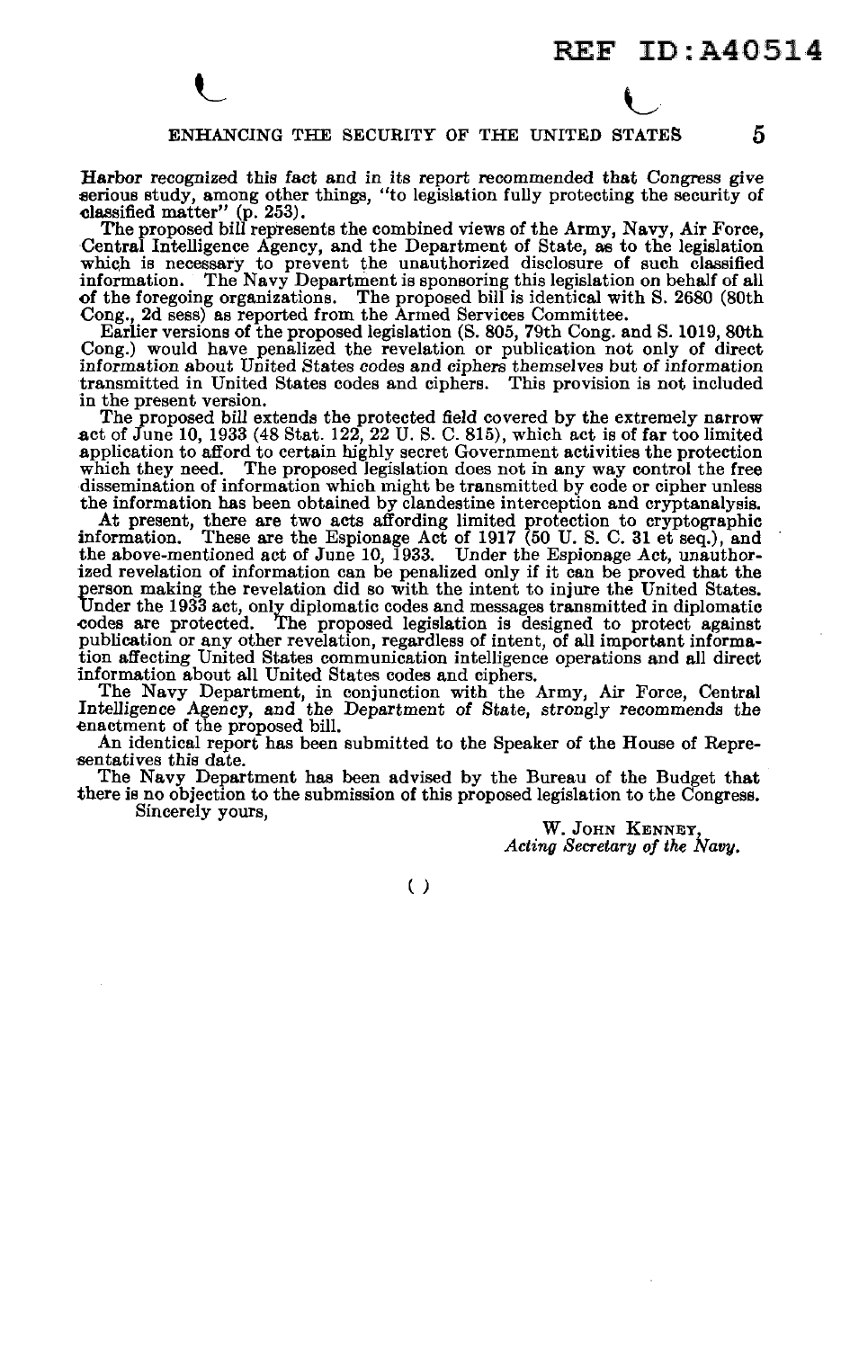Harbor recognized this fact and in its report recommended that Congress give serious study, among other things, "to legislation fully protecting the security of classified matter" (p. 253).

The proposed bill represents the combined views of the Army, Navy, Air Force, Central Intelligence Agency, and the Department of State, as to the legislation which is necessary to prevent the unauthorized disclosure of such classified information. The Navy Department is sponsoring this legislation on behalf of all of the foregoing organizations. The proposed bill is identical with S. 2680 (80th Cong., 2d sess) as reported from the Armed Services Committee.

Earlier versions of the proposed legislation (S. 805, 79th Cong. and S. 1019, 80th Cong.) would have penalized the revelation or publication not only of direct information about United States codes and ciphers themselves but of information transmitted in United States codes and ciphers. This provision is not included in the present version.

The proposed bill extends the protected field covered by the extremely narrow act of June 10, 1933 (48 Stat. 122, 22 U. S. C. 815), which act is of far too limited application to afford to certain highly secret Government activities the protection which they need. The proposed legislation does not in any way control the free dissemination of information which might be transmitted by code or cipher unless the information has been obtained by clandestine interception and cryptanalysis.

At present, there are two acts affording limited protection to cryptographic information. These are the Espionage Act of 1917 (50 U. S. C. 31 et seq.), and the above-mentioned act of June 10, 1933. Under the Espionage Act, unauthorized revelation of information can be penalized only if it can be proved that the person making the revelation did so with the intent to injure the United States. Under the 1933 act, only diplomatic codes and messages transmitted in diplomatic codes are protected. The proposed legislation is designed to protect against publication or any other revelation, regardless of intent, of all important information affecting United States communication intelligence operations and all direct information about all United States codes and ciphers.

The Navy Department, in conjunction with the Army, Air Force, Central Intelligence Agency, and the Department of State, strongly recommends the enactment of the proposed bill.

An identical report has been submitted to the Speaker of the House of Representatives this date.

The Navy Department has been advised by the Bureau of the Budget that there is no objection to the submission of this proposed legislation to the Congress.

Sincerely yours,

W. John Kenney,
*Acting Secretary of the Navy.*